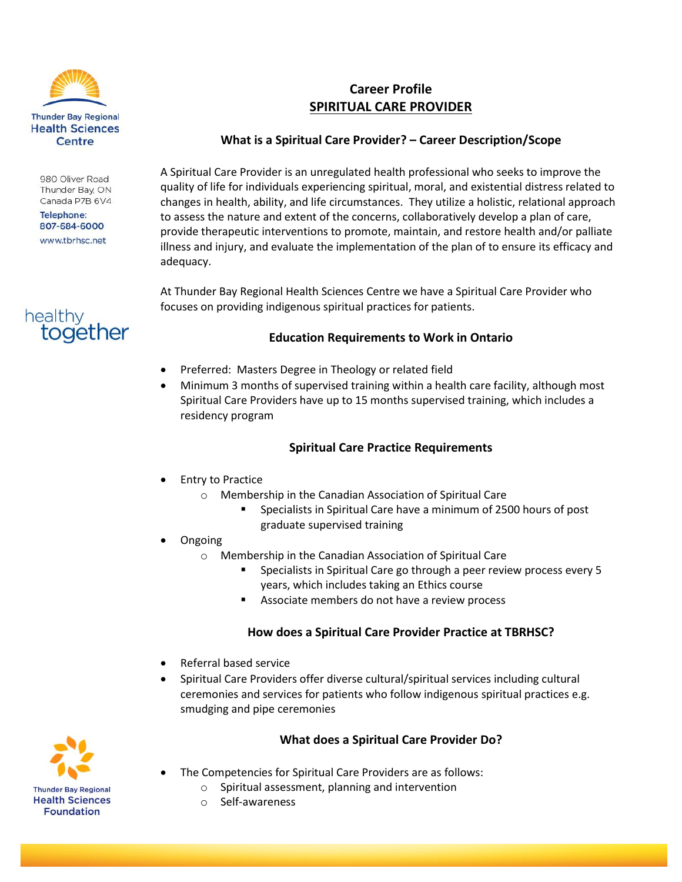Thunder Bay Regional Health Sciences Centre

980 Oliver Road
Thunder Bay, ON
Canada P7B 6V4

Telephone:
807-684-6000

www.tbrhsc.net

healthy together

# Career Profile
## SPIRITUAL CARE PROVIDER

### What is a Spiritual Care Provider? – Career Description/Scope

A Spiritual Care Provider is an unregulated health professional who seeks to improve the quality of life for individuals experiencing spiritual, moral, and existential distress related to changes in health, ability, and life circumstances. They utilize a holistic, relational approach to assess the nature and extent of the concerns, collaboratively develop a plan of care, provide therapeutic interventions to promote, maintain, and restore health and/or palliate illness and injury, and evaluate the implementation of the plan of to ensure its efficacy and adequacy.

At Thunder Bay Regional Health Sciences Centre we have a Spiritual Care Provider who focuses on providing indigenous spiritual practices for patients.

### Education Requirements to Work in Ontario

- Preferred: Masters Degree in Theology or related field
- Minimum 3 months of supervised training within a health care facility, although most Spiritual Care Providers have up to 15 months supervised training, which includes a residency program

### Spiritual Care Practice Requirements

- Entry to Practice
  - Membership in the Canadian Association of Spiritual Care
    - Specialists in Spiritual Care have a minimum of 2500 hours of post graduate supervised training
- Ongoing
  - Membership in the Canadian Association of Spiritual Care
    - Specialists in Spiritual Care go through a peer review process every 5 years, which includes taking an Ethics course
    - Associate members do not have a review process

### How does a Spiritual Care Provider Practice at TBRHSC?

- Referral based service
- Spiritual Care Providers offer diverse cultural/spiritual services including cultural ceremonies and services for patients who follow indigenous spiritual practices e.g. smudging and pipe ceremonies

### What does a Spiritual Care Provider Do?

- The Competencies for Spiritual Care Providers are as follows:
  - Spiritual assessment, planning and intervention
  - Self-awareness

Thunder Bay Regional Health Sciences Foundation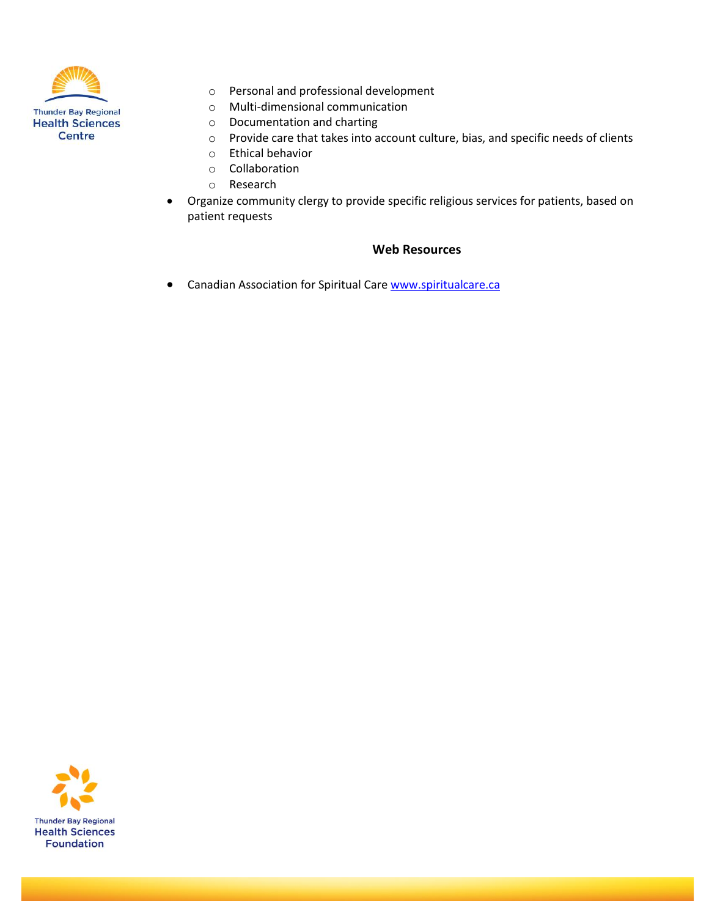- Personal and professional development
  - Multi-dimensional communication
  - Documentation and charting
  - Provide care that takes into account culture, bias, and specific needs of clients
  - Ethical behavior
  - Collaboration
  - Research
- Organize community clergy to provide specific religious services for patients, based on patient requests

**Web Resources**

- Canadian Association for Spiritual Care [www.spiritualcare.ca](http://www.spiritualcare.ca)